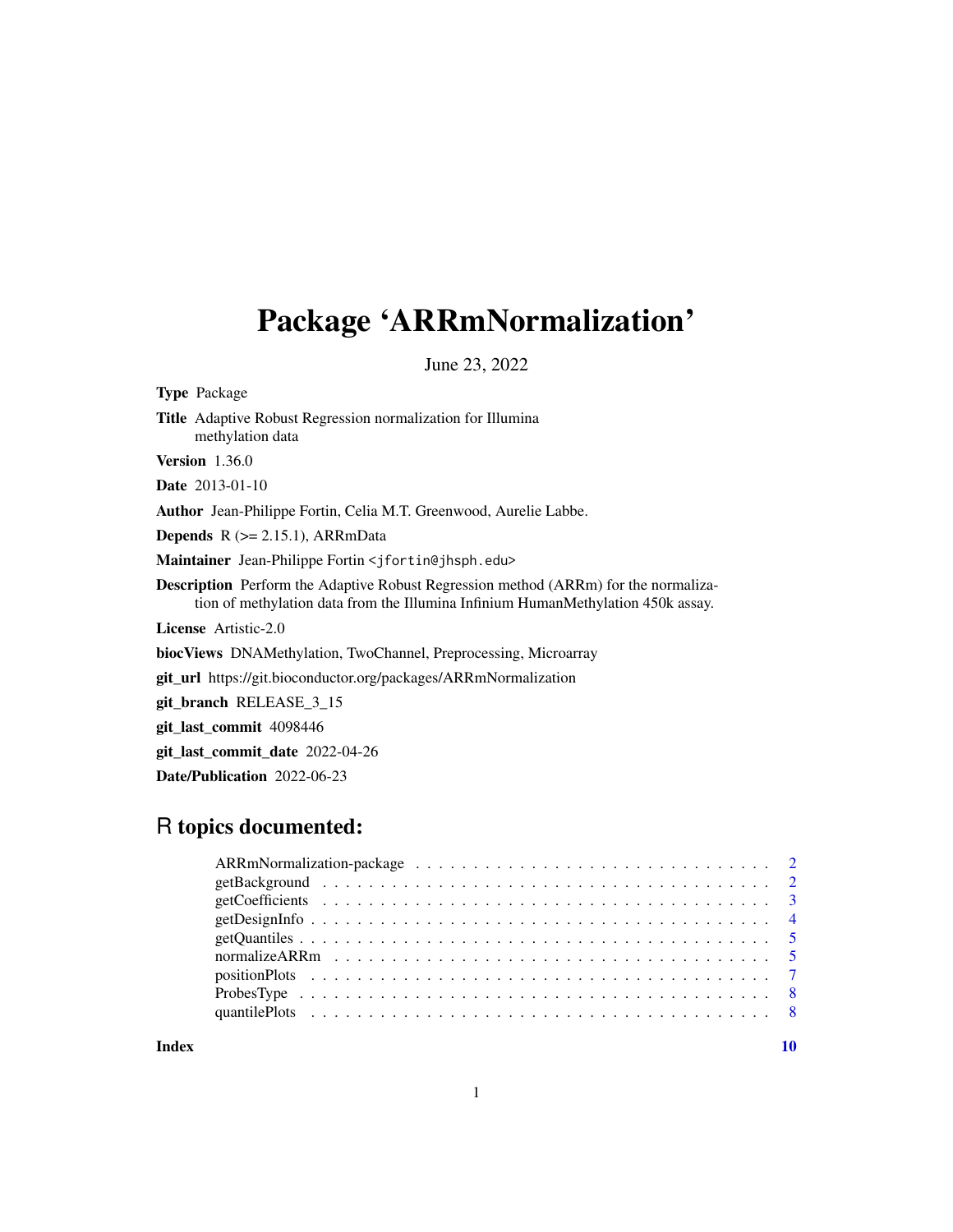# Package 'ARRmNormalization'

June 23, 2022

**Type** Package

**Title** Adaptive Robust Regression normalization for Illumina methylation data

**Version** 1.36.0

**Date** 2013-01-10

**Author** Jean-Philippe Fortin, Celia M.T. Greenwood, Aurelie Labbe.

**Depends** R (>= 2.15.1), ARRmData

**Maintainer** Jean-Philippe Fortin <jfortin@jhsph.edu>

**Description** Perform the Adaptive Robust Regression method (ARRm) for the normalization of methylation data from the Illumina Infinium HumanMethylation 450k assay.

**License** Artistic-2.0

**biocViews** DNAMethylation, TwoChannel, Preprocessing, Microarray

**git_url** https://git.bioconductor.org/packages/ARRmNormalization

**git_branch** RELEASE_3_15

**git_last_commit** 4098446

**git_last_commit_date** 2022-04-26

**Date/Publication** 2022-06-23

## R topics documented:

| | |
|---|---|
| ARRmNormalization-package | 2 |
| getBackground | 2 |
| getCoefficients | 3 |
| getDesignInfo | 4 |
| getQuantiles | 5 |
| normalizeARRm | 5 |
| positionPlots | 7 |
| ProbesType | 8 |
| quantilePlots | 8 |

**Index** 10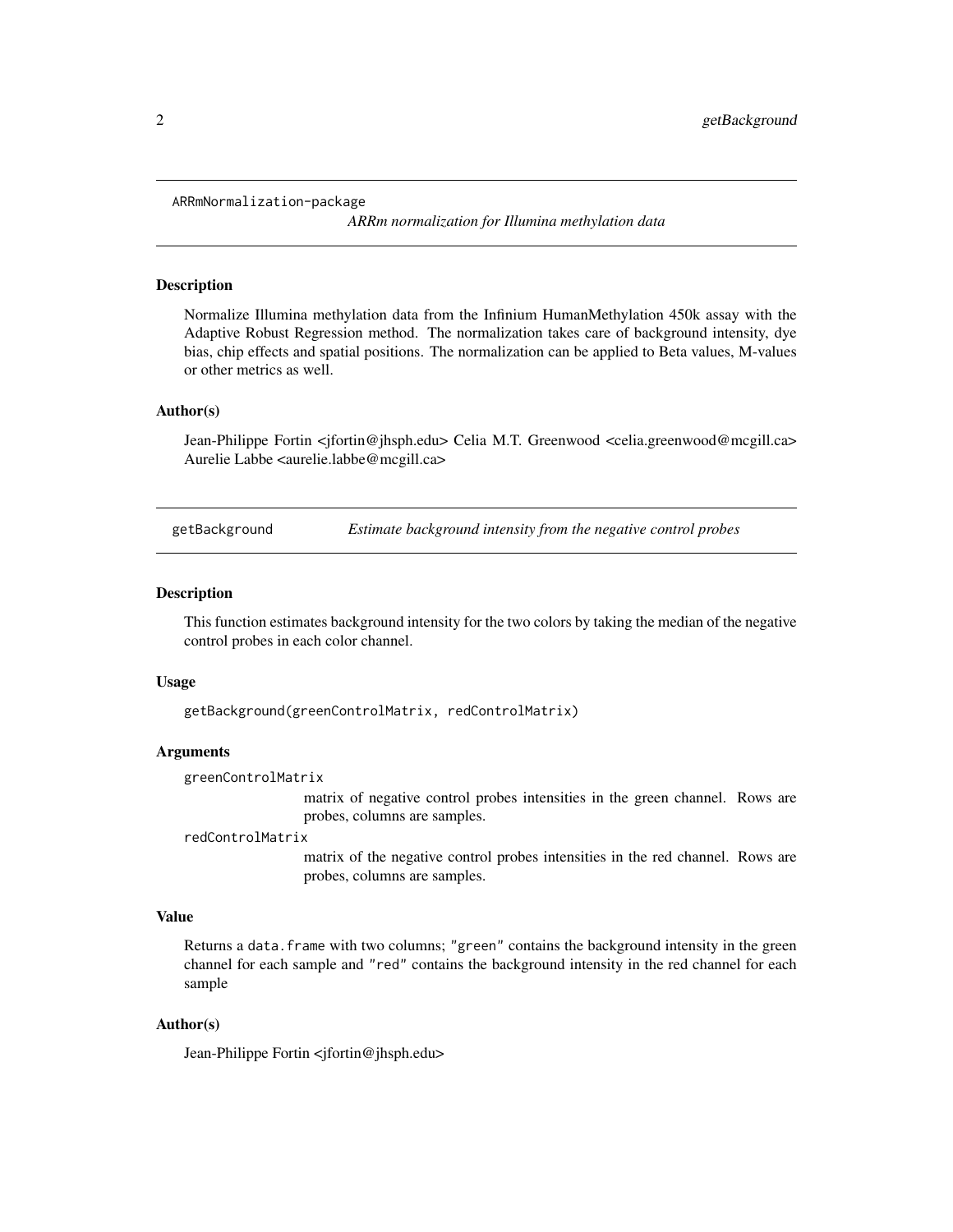## ARRmNormalization-package

*ARRm normalization for Illumina methylation data*

### Description

Normalize Illumina methylation data from the Infinium HumanMethylation 450k assay with the Adaptive Robust Regression method. The normalization takes care of background intensity, dye bias, chip effects and spatial positions. The normalization can be applied to Beta values, M-values or other metrics as well.

### Author(s)

Jean-Philippe Fortin <jfortin@jhsph.edu> Celia M.T. Greenwood <celia.greenwood@mcgill.ca> Aurelie Labbe <aurelie.labbe@mcgill.ca>

## getBackground

*Estimate background intensity from the negative control probes*

### Description

This function estimates background intensity for the two colors by taking the median of the negative control probes in each color channel.

### Usage

```
getBackground(greenControlMatrix, redControlMatrix)
```

### Arguments

`greenControlMatrix`
: matrix of negative control probes intensities in the green channel. Rows are probes, columns are samples.

`redControlMatrix`
: matrix of the negative control probes intensities in the red channel. Rows are probes, columns are samples.

### Value

Returns a `data.frame` with two columns; `"green"` contains the background intensity in the green channel for each sample and `"red"` contains the background intensity in the red channel for each sample

### Author(s)

Jean-Philippe Fortin <jfortin@jhsph.edu>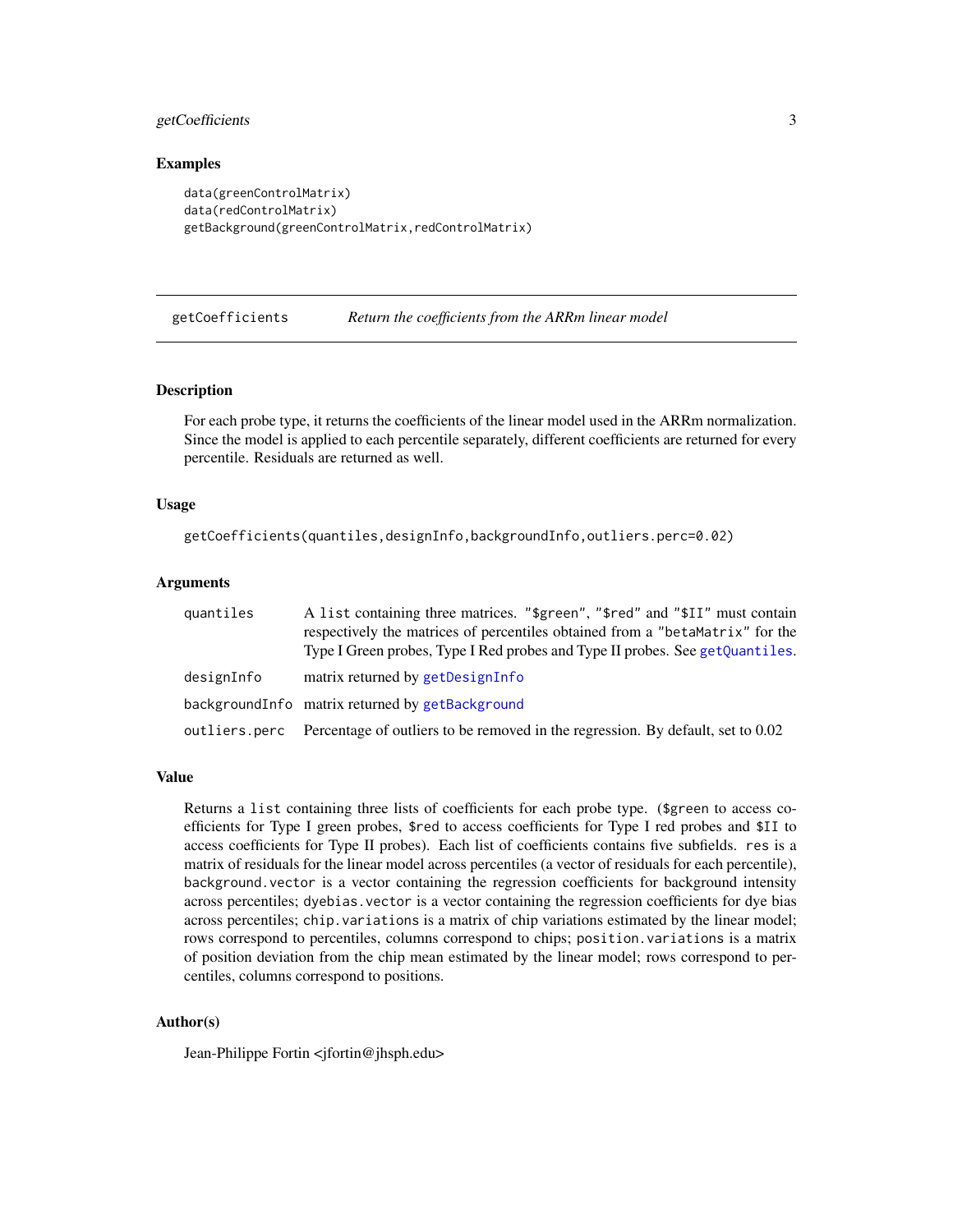### Examples

```
data(greenControlMatrix)
data(redControlMatrix)
getBackground(greenControlMatrix,redControlMatrix)
```

---

## getCoefficients — *Return the coefficients from the ARRm linear model*

### Description

For each probe type, it returns the coefficients of the linear model used in the ARRm normalization. Since the model is applied to each percentile separately, different coefficients are returned for every percentile. Residuals are returned as well.

### Usage

```
getCoefficients(quantiles,designInfo,backgroundInfo,outliers.perc=0.02)
```

### Arguments

| | |
|---|---|
| `quantiles` | A `list` containing three matrices. "`$green`", "`$red`" and "`$II`" must contain respectively the matrices of percentiles obtained from a "`betaMatrix`" for the Type I Green probes, Type I Red probes and Type II probes. See `getQuantiles`. |
| `designInfo` | matrix returned by `getDesignInfo` |
| `backgroundInfo` | matrix returned by `getBackground` |
| `outliers.perc` | Percentage of outliers to be removed in the regression. By default, set to 0.02 |

### Value

Returns a `list` containing three lists of coefficients for each probe type. (`$green` to access coefficients for Type I green probes, `$red` to access coefficients for Type I red probes and `$II` to access coefficients for Type II probes). Each list of coefficients contains five subfields. `res` is a matrix of residuals for the linear model across percentiles (a vector of residuals for each percentile), `background.vector` is a vector containing the regression coefficients for background intensity across percentiles; `dyebias.vector` is a vector containing the regression coefficients for dye bias across percentiles; `chip.variations` is a matrix of chip variations estimated by the linear model; rows correspond to percentiles, columns correspond to chips; `position.variations` is a matrix of position deviation from the chip mean estimated by the linear model; rows correspond to percentiles, columns correspond to positions.

### Author(s)

Jean-Philippe Fortin <jfortin@jhsph.edu>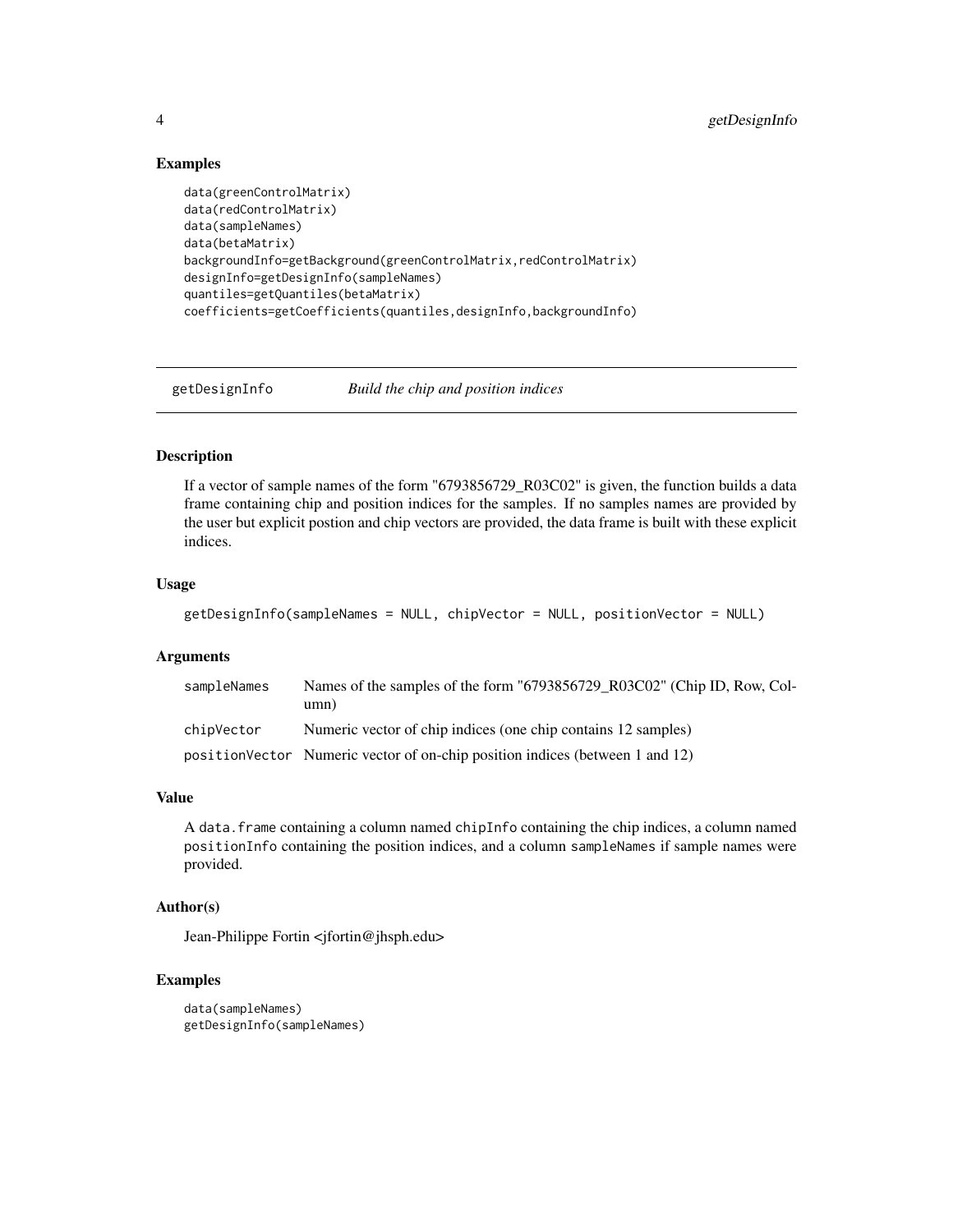### Examples

```
data(greenControlMatrix)
data(redControlMatrix)
data(sampleNames)
data(betaMatrix)
backgroundInfo=getBackground(greenControlMatrix,redControlMatrix)
designInfo=getDesignInfo(sampleNames)
quantiles=getQuantiles(betaMatrix)
coefficients=getCoefficients(quantiles,designInfo,backgroundInfo)
```

---

## getDesignInfo *Build the chip and position indices*

---

### Description

If a vector of sample names of the form "6793856729_R03C02" is given, the function builds a data frame containing chip and position indices for the samples. If no samples names are provided by the user but explicit postion and chip vectors are provided, the data frame is built with these explicit indices.

### Usage

```
getDesignInfo(sampleNames = NULL, chipVector = NULL, positionVector = NULL)
```

### Arguments

| | |
|---|---|
| `sampleNames` | Names of the samples of the form "6793856729_R03C02" (Chip ID, Row, Column) |
| `chipVector` | Numeric vector of chip indices (one chip contains 12 samples) |
| `positionVector` | Numeric vector of on-chip position indices (between 1 and 12) |

### Value

A `data.frame` containing a column named `chipInfo` containing the chip indices, a column named `positionInfo` containing the position indices, and a column `sampleNames` if sample names were provided.

### Author(s)

Jean-Philippe Fortin <jfortin@jhsph.edu>

### Examples

```
data(sampleNames)
getDesignInfo(sampleNames)
```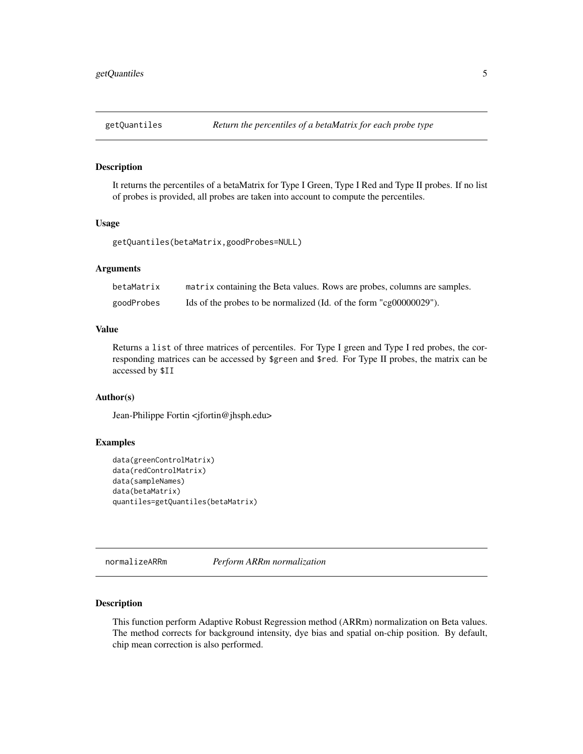## getQuantiles *Return the percentiles of a betaMatrix for each probe type*

### Description

It returns the percentiles of a betaMatrix for Type I Green, Type I Red and Type II probes. If no list of probes is provided, all probes are taken into account to compute the percentiles.

### Usage

```
getQuantiles(betaMatrix,goodProbes=NULL)
```

### Arguments

| | |
|---|---|
| betaMatrix | `matrix` containing the Beta values. Rows are probes, columns are samples. |
| goodProbes | Ids of the probes to be normalized (Id. of the form "cg00000029"). |

### Value

Returns a `list` of three matrices of percentiles. For Type I green and Type I red probes, the corresponding matrices can be accessed by `$green` and `$red`. For Type II probes, the matrix can be accessed by `$II`

### Author(s)

Jean-Philippe Fortin <jfortin@jhsph.edu>

### Examples

```
data(greenControlMatrix)
data(redControlMatrix)
data(sampleNames)
data(betaMatrix)
quantiles=getQuantiles(betaMatrix)
```

## normalizeARRm *Perform ARRm normalization*

### Description

This function perform Adaptive Robust Regression method (ARRm) normalization on Beta values. The method corrects for background intensity, dye bias and spatial on-chip position. By default, chip mean correction is also performed.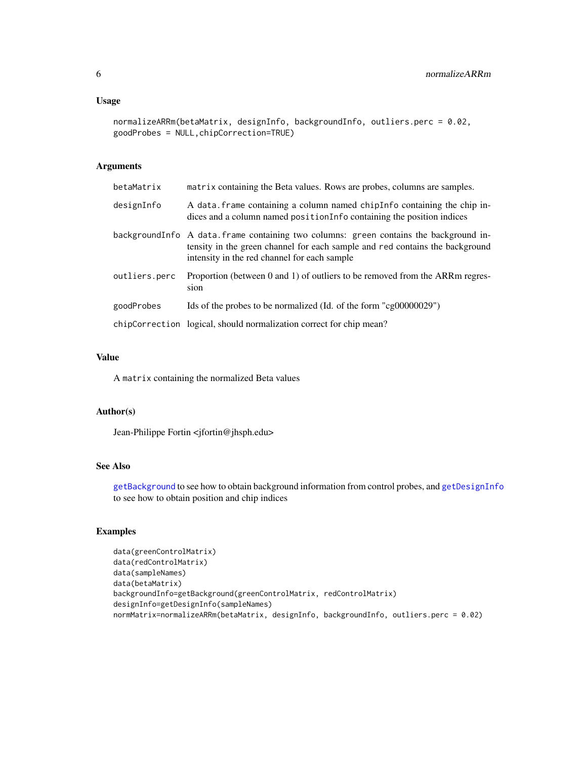### Usage

```
normalizeARRm(betaMatrix, designInfo, backgroundInfo, outliers.perc = 0.02,
goodProbes = NULL,chipCorrection=TRUE)
```

### Arguments

| | |
|---|---|
| betaMatrix | matrix containing the Beta values. Rows are probes, columns are samples. |
| designInfo | A data.frame containing a column named chipInfo containing the chip indices and a column named positionInfo containing the position indices |
| backgroundInfo | A data.frame containing two columns: green contains the background intensity in the green channel for each sample and red contains the background intensity in the red channel for each sample |
| outliers.perc | Proportion (between 0 and 1) of outliers to be removed from the ARRm regression |
| goodProbes | Ids of the probes to be normalized (Id. of the form "cg00000029") |
| chipCorrection | logical, should normalization correct for chip mean? |

### Value

A matrix containing the normalized Beta values

### Author(s)

Jean-Philippe Fortin <jfortin@jhsph.edu>

### See Also

getBackground to see how to obtain background information from control probes, and getDesignInfo to see how to obtain position and chip indices

### Examples

```
data(greenControlMatrix)
data(redControlMatrix)
data(sampleNames)
data(betaMatrix)
backgroundInfo=getBackground(greenControlMatrix, redControlMatrix)
designInfo=getDesignInfo(sampleNames)
normMatrix=normalizeARRm(betaMatrix, designInfo, backgroundInfo, outliers.perc = 0.02)
```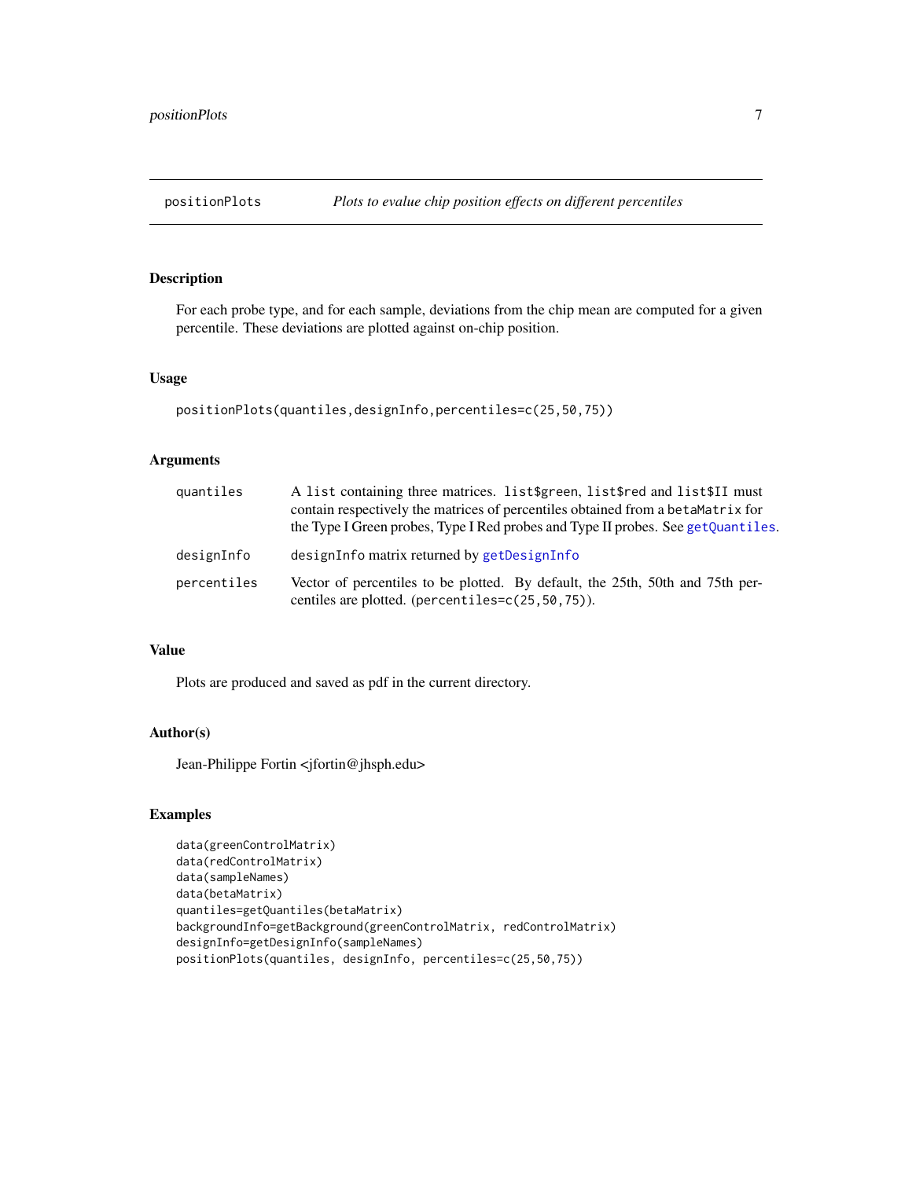# positionPlots — *Plots to evalue chip position effects on different percentiles*

## Description

For each probe type, and for each sample, deviations from the chip mean are computed for a given percentile. These deviations are plotted against on-chip position.

## Usage

```
positionPlots(quantiles,designInfo,percentiles=c(25,50,75))
```

## Arguments

| | |
|---|---|
| `quantiles` | A `list` containing three matrices. `list$green`, `list$red` and `list$II` must contain respectively the matrices of percentiles obtained from a `betaMatrix` for the Type I Green probes, Type I Red probes and Type II probes. See `getQuantiles`. |
| `designInfo` | `designInfo` matrix returned by `getDesignInfo` |
| `percentiles` | Vector of percentiles to be plotted. By default, the 25th, 50th and 75th percentiles are plotted. (`percentiles=c(25,50,75)`). |

## Value

Plots are produced and saved as pdf in the current directory.

## Author(s)

Jean-Philippe Fortin <jfortin@jhsph.edu>

## Examples

```
data(greenControlMatrix)
data(redControlMatrix)
data(sampleNames)
data(betaMatrix)
quantiles=getQuantiles(betaMatrix)
backgroundInfo=getBackground(greenControlMatrix, redControlMatrix)
designInfo=getDesignInfo(sampleNames)
positionPlots(quantiles, designInfo, percentiles=c(25,50,75))
```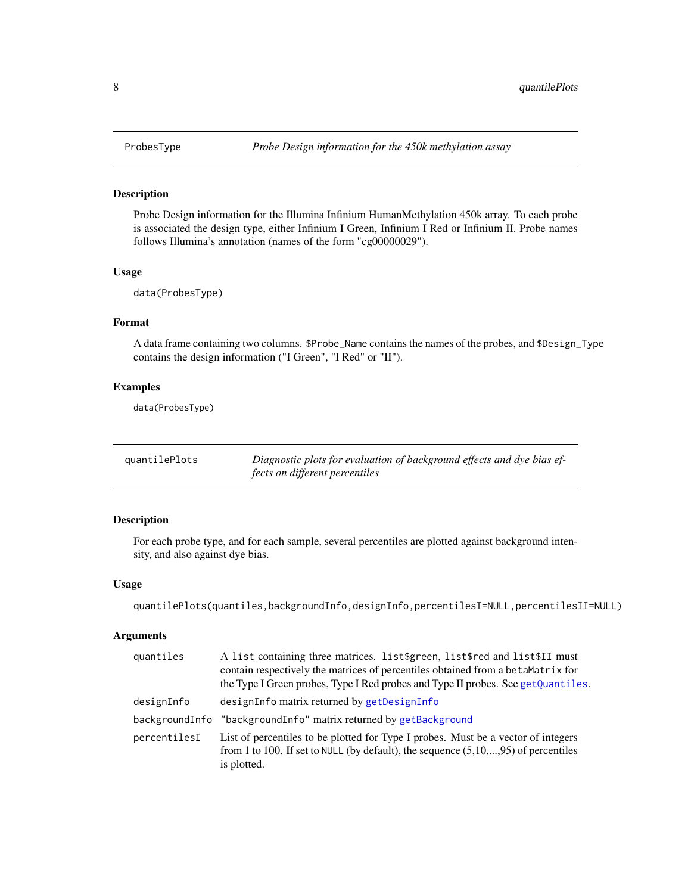## ProbesType — *Probe Design information for the 450k methylation assay*

### Description

Probe Design information for the Illumina Infinium HumanMethylation 450k array. To each probe is associated the design type, either Infinium I Green, Infinium I Red or Infinium II. Probe names follows Illumina's annotation (names of the form "cg00000029").

### Usage

```
data(ProbesType)
```

### Format

A data frame containing two columns. `$Probe_Name` contains the names of the probes, and `$Design_Type` contains the design information ("I Green", "I Red" or "II").

### Examples

```
data(ProbesType)
```

## quantilePlots — *Diagnostic plots for evaluation of background effects and dye bias effects on different percentiles*

### Description

For each probe type, and for each sample, several percentiles are plotted against background intensity, and also against dye bias.

### Usage

```
quantilePlots(quantiles,backgroundInfo,designInfo,percentilesI=NULL,percentilesII=NULL)
```

### Arguments

| | |
|---|---|
| `quantiles` | A `list` containing three matrices. `list$green`, `list$red` and `list$II` must contain respectively the matrices of percentiles obtained from a `betaMatrix` for the Type I Green probes, Type I Red probes and Type II probes. See `getQuantiles`. |
| `designInfo` | `designInfo` matrix returned by `getDesignInfo` |
| `backgroundInfo` | "backgroundInfo" matrix returned by `getBackground` |
| `percentilesI` | List of percentiles to be plotted for Type I probes. Must be a vector of integers from 1 to 100. If set to `NULL` (by default), the sequence (5,10,...,95) of percentiles is plotted. |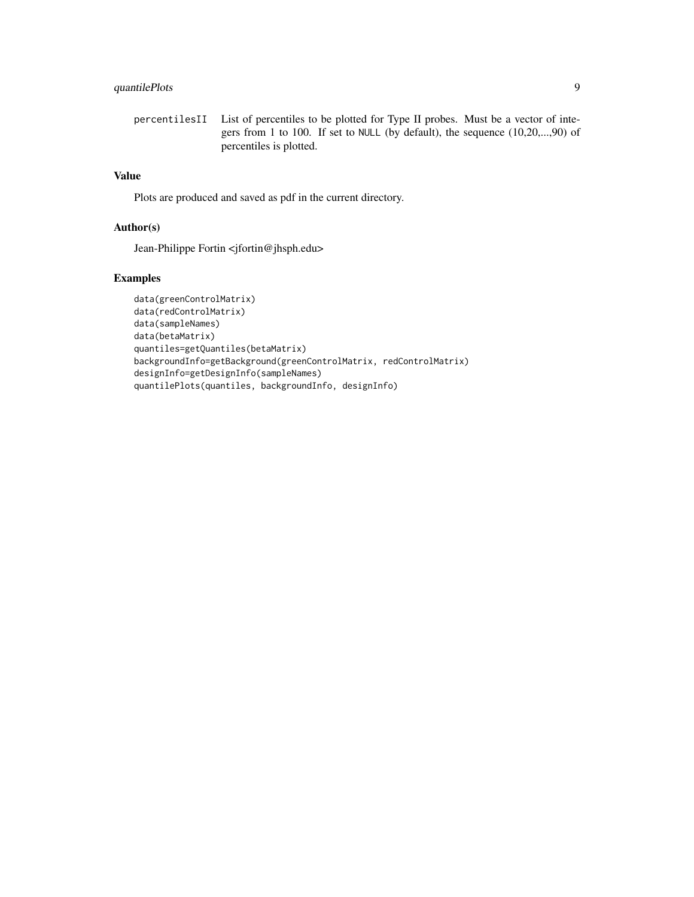percentilesII List of percentiles to be plotted for Type II probes. Must be a vector of integers from 1 to 100. If set to NULL (by default), the sequence (10,20,...,90) of percentiles is plotted.

## Value

Plots are produced and saved as pdf in the current directory.

## Author(s)

Jean-Philippe Fortin <jfortin@jhsph.edu>

## Examples

```
data(greenControlMatrix)
data(redControlMatrix)
data(sampleNames)
data(betaMatrix)
quantiles=getQuantiles(betaMatrix)
backgroundInfo=getBackground(greenControlMatrix, redControlMatrix)
designInfo=getDesignInfo(sampleNames)
quantilePlots(quantiles, backgroundInfo, designInfo)
```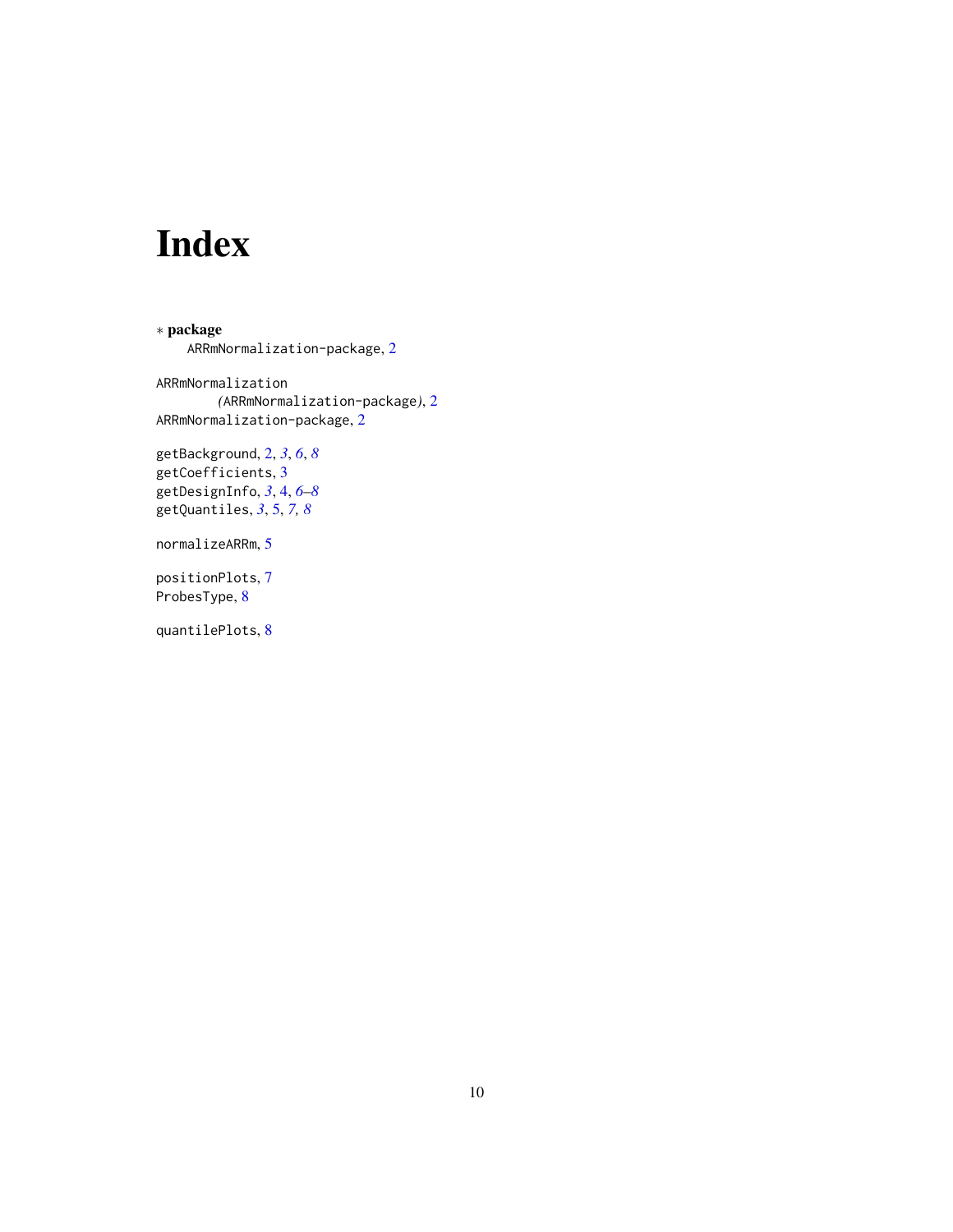# Index

∗ **package**
    ARRmNormalization-package, 2

ARRmNormalization
        *(*ARRmNormalization-package*)*, 2
ARRmNormalization-package, 2

getBackground, 2, *3*, *6*, *8*
getCoefficients, 3
getDesignInfo, *3*, 4, *6–8*
getQuantiles, *3*, 5, *7, 8*

normalizeARRm, 5

positionPlots, 7
ProbesType, 8

quantilePlots, 8